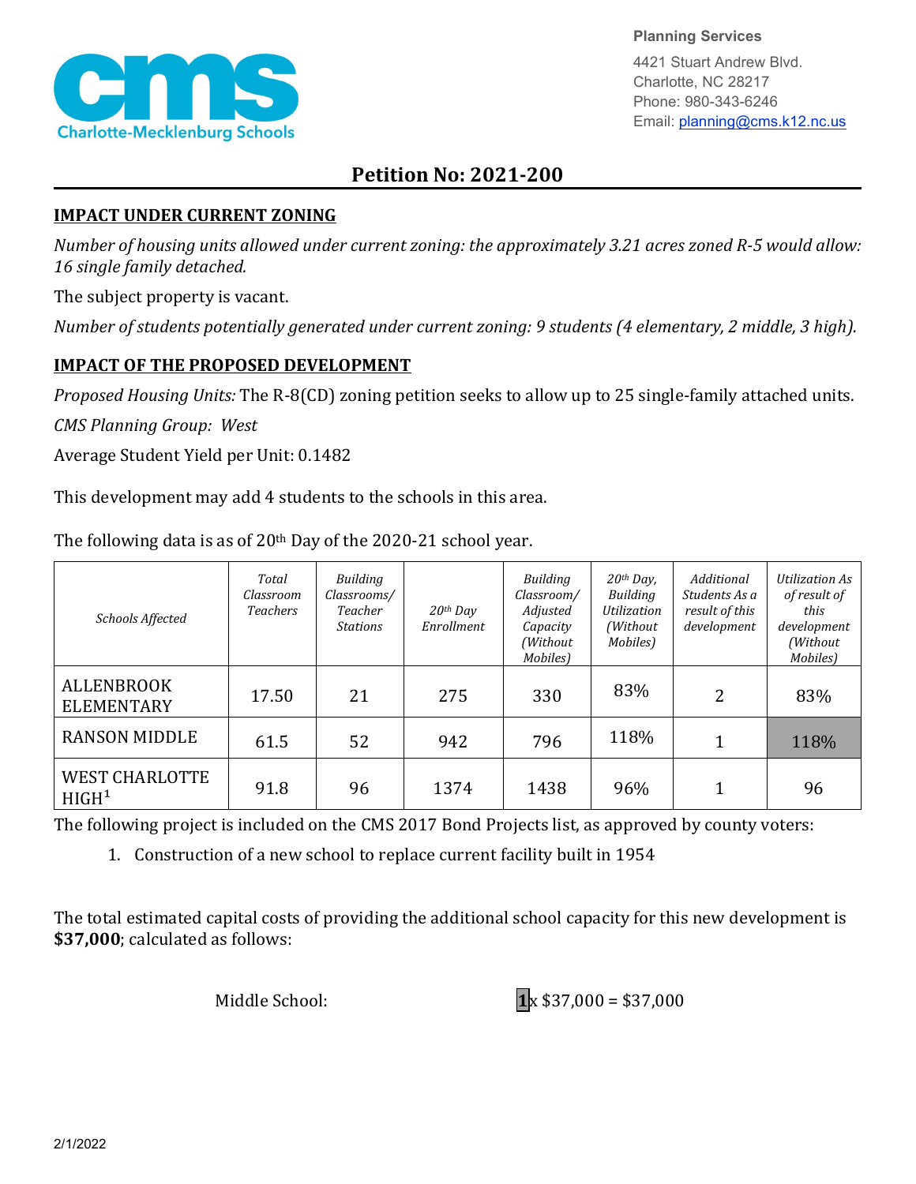Planning Services
4421 Stuart Andrew Blvd.
Charlotte, NC 28217
Phone: 980-343-6246
Email: planning@cms.k12.nc.us

# Petition No: 2021-200

## IMPACT UNDER CURRENT ZONING

*Number of housing units allowed under current zoning: the approximately 3.21 acres zoned R-5 would allow: 16 single family detached.*

The subject property is vacant.

*Number of students potentially generated under current zoning: 9 students (4 elementary, 2 middle, 3 high).*

## IMPACT OF THE PROPOSED DEVELOPMENT

*Proposed Housing Units:* The R-8(CD) zoning petition seeks to allow up to 25 single-family attached units.

*CMS Planning Group: West*

Average Student Yield per Unit: 0.1482

This development may add 4 students to the schools in this area.

The following data is as of 20th Day of the 2020-21 school year.

| *Schools Affected* | *Total Classroom Teachers* | *Building Classrooms/ Teacher Stations* | *20th Day Enrollment* | *Building Classroom/ Adjusted Capacity (Without Mobiles)* | *20th Day, Building Utilization (Without Mobiles)* | *Additional Students As a result of this development* | *Utilization As of result of this development (Without Mobiles)* |
|---|---|---|---|---|---|---|---|
| ALLENBROOK ELEMENTARY | 17.50 | 21 | 275 | 330 | 83% | 2 | 83% |
| RANSON MIDDLE | 61.5 | 52 | 942 | 796 | 118% | 1 | 118% |
| WEST CHARLOTTE HIGH[1] | 91.8 | 96 | 1374 | 1438 | 96% | 1 | 96 |

The following project is included on the CMS 2017 Bond Projects list, as approved by county voters:

1. Construction of a new school to replace current facility built in 1954

The total estimated capital costs of providing the additional school capacity for this new development is **$37,000**; calculated as follows:

Middle School: **1**x $37,000 = $37,000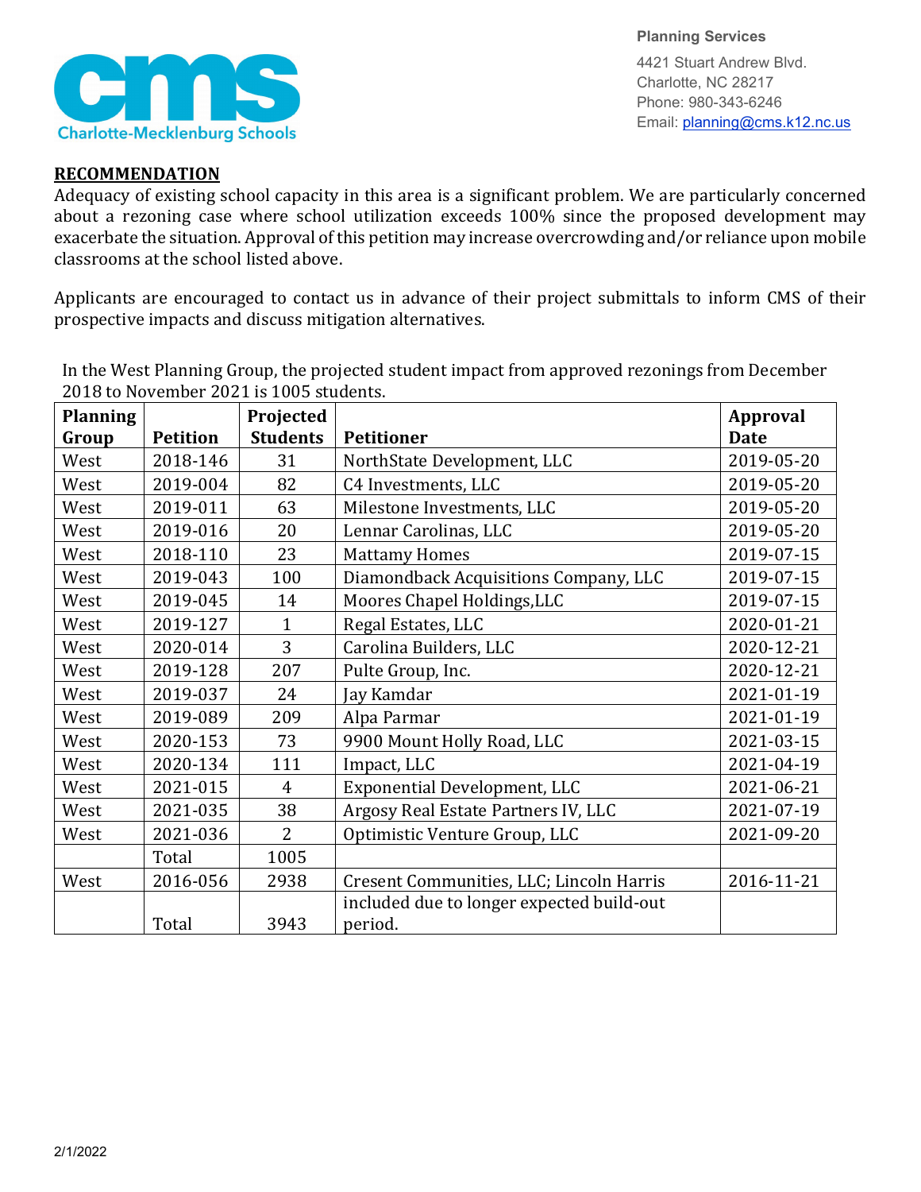Planning Services
4421 Stuart Andrew Blvd.
Charlotte, NC 28217
Phone: 980-343-6246
Email: planning@cms.k12.nc.us

## RECOMMENDATION

Adequacy of existing school capacity in this area is a significant problem. We are particularly concerned about a rezoning case where school utilization exceeds 100% since the proposed development may exacerbate the situation. Approval of this petition may increase overcrowding and/or reliance upon mobile classrooms at the school listed above.

Applicants are encouraged to contact us in advance of their project submittals to inform CMS of their prospective impacts and discuss mitigation alternatives.

In the West Planning Group, the projected student impact from approved rezonings from December 2018 to November 2021 is 1005 students.

| Planning Group | Petition | Projected Students | Petitioner | Approval Date |
|---|---|---|---|---|
| West | 2018-146 | 31 | NorthState Development, LLC | 2019-05-20 |
| West | 2019-004 | 82 | C4 Investments, LLC | 2019-05-20 |
| West | 2019-011 | 63 | Milestone Investments, LLC | 2019-05-20 |
| West | 2019-016 | 20 | Lennar Carolinas, LLC | 2019-05-20 |
| West | 2018-110 | 23 | Mattamy Homes | 2019-07-15 |
| West | 2019-043 | 100 | Diamondback Acquisitions Company, LLC | 2019-07-15 |
| West | 2019-045 | 14 | Moores Chapel Holdings,LLC | 2019-07-15 |
| West | 2019-127 | 1 | Regal Estates, LLC | 2020-01-21 |
| West | 2020-014 | 3 | Carolina Builders, LLC | 2020-12-21 |
| West | 2019-128 | 207 | Pulte Group, Inc. | 2020-12-21 |
| West | 2019-037 | 24 | Jay Kamdar | 2021-01-19 |
| West | 2019-089 | 209 | Alpa Parmar | 2021-01-19 |
| West | 2020-153 | 73 | 9900 Mount Holly Road, LLC | 2021-03-15 |
| West | 2020-134 | 111 | Impact, LLC | 2021-04-19 |
| West | 2021-015 | 4 | Exponential Development, LLC | 2021-06-21 |
| West | 2021-035 | 38 | Argosy Real Estate Partners IV, LLC | 2021-07-19 |
| West | 2021-036 | 2 | Optimistic Venture Group, LLC | 2021-09-20 |
| | Total | 1005 | | |
| West | 2016-056 | 2938 | Cresent Communities, LLC; Lincoln Harris | 2016-11-21 |
| | Total | 3943 | included due to longer expected build-out period. | |

2/1/2022